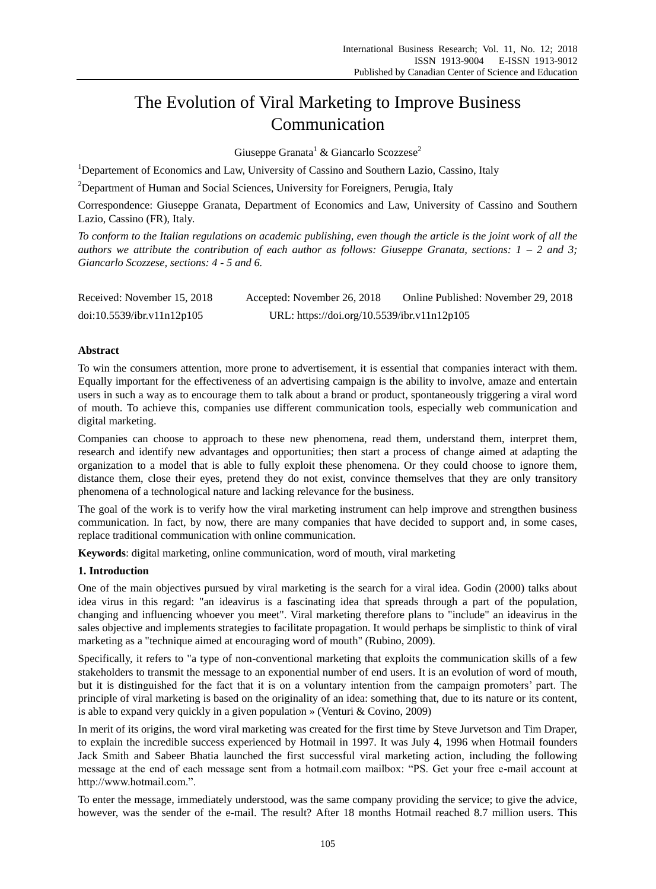# The Evolution of Viral Marketing to Improve Business Communication

Giuseppe Granata[1] & Giancarlo Scozzese[2]

[1]Departement of Economics and Law, University of Cassino and Southern Lazio, Cassino, Italy

[2]Department of Human and Social Sciences, University for Foreigners, Perugia, Italy

Correspondence: Giuseppe Granata, Department of Economics and Law, University of Cassino and Southern Lazio, Cassino (FR), Italy.

*To conform to the Italian regulations on academic publishing, even though the article is the joint work of all the authors we attribute the contribution of each author as follows: Giuseppe Granata, sections: 1 – 2 and 3; Giancarlo Scozzese, sections: 4 - 5 and 6.*

Received: November 15, 2018 Accepted: November 26, 2018 Online Published: November 29, 2018

doi:10.5539/ibr.v11n12p105 URL: https://doi.org/10.5539/ibr.v11n12p105

## Abstract

To win the consumers attention, more prone to advertisement, it is essential that companies interact with them. Equally important for the effectiveness of an advertising campaign is the ability to involve, amaze and entertain users in such a way as to encourage them to talk about a brand or product, spontaneously triggering a viral word of mouth. To achieve this, companies use different communication tools, especially web communication and digital marketing.

Companies can choose to approach to these new phenomena, read them, understand them, interpret them, research and identify new advantages and opportunities; then start a process of change aimed at adapting the organization to a model that is able to fully exploit these phenomena. Or they could choose to ignore them, distance them, close their eyes, pretend they do not exist, convince themselves that they are only transitory phenomena of a technological nature and lacking relevance for the business.

The goal of the work is to verify how the viral marketing instrument can help improve and strengthen business communication. In fact, by now, there are many companies that have decided to support and, in some cases, replace traditional communication with online communication.

**Keywords**: digital marketing, online communication, word of mouth, viral marketing

## 1. Introduction

One of the main objectives pursued by viral marketing is the search for a viral idea. Godin (2000) talks about idea virus in this regard: "an ideavirus is a fascinating idea that spreads through a part of the population, changing and influencing whoever you meet". Viral marketing therefore plans to "include" an ideavirus in the sales objective and implements strategies to facilitate propagation. It would perhaps be simplistic to think of viral marketing as a "technique aimed at encouraging word of mouth" (Rubino, 2009).

Specifically, it refers to "a type of non-conventional marketing that exploits the communication skills of a few stakeholders to transmit the message to an exponential number of end users. It is an evolution of word of mouth, but it is distinguished for the fact that it is on a voluntary intention from the campaign promoters' part. The principle of viral marketing is based on the originality of an idea: something that, due to its nature or its content, is able to expand very quickly in a given population » (Venturi & Covino, 2009)

In merit of its origins, the word viral marketing was created for the first time by Steve Jurvetson and Tim Draper, to explain the incredible success experienced by Hotmail in 1997. It was July 4, 1996 when Hotmail founders Jack Smith and Sabeer Bhatia launched the first successful viral marketing action, including the following message at the end of each message sent from a hotmail.com mailbox: "PS. Get your free e-mail account at http://www.hotmail.com.".

To enter the message, immediately understood, was the same company providing the service; to give the advice, however, was the sender of the e-mail. The result? After 18 months Hotmail reached 8.7 million users. This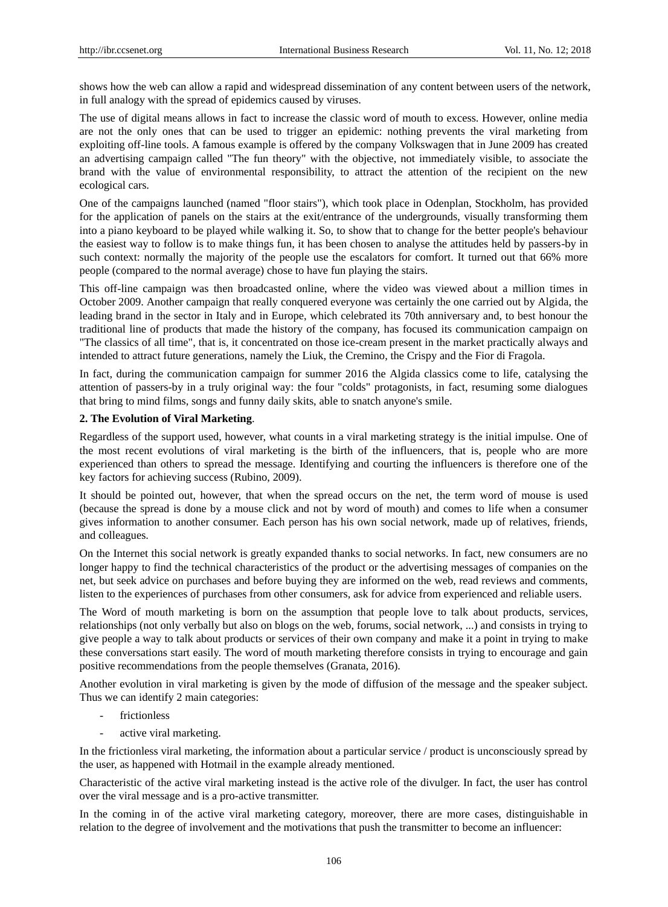shows how the web can allow a rapid and widespread dissemination of any content between users of the network, in full analogy with the spread of epidemics caused by viruses.

The use of digital means allows in fact to increase the classic word of mouth to excess. However, online media are not the only ones that can be used to trigger an epidemic: nothing prevents the viral marketing from exploiting off-line tools. A famous example is offered by the company Volkswagen that in June 2009 has created an advertising campaign called "The fun theory" with the objective, not immediately visible, to associate the brand with the value of environmental responsibility, to attract the attention of the recipient on the new ecological cars.

One of the campaigns launched (named "floor stairs"), which took place in Odenplan, Stockholm, has provided for the application of panels on the stairs at the exit/entrance of the undergrounds, visually transforming them into a piano keyboard to be played while walking it. So, to show that to change for the better people's behaviour the easiest way to follow is to make things fun, it has been chosen to analyse the attitudes held by passers-by in such context: normally the majority of the people use the escalators for comfort. It turned out that 66% more people (compared to the normal average) chose to have fun playing the stairs.

This off-line campaign was then broadcasted online, where the video was viewed about a million times in October 2009. Another campaign that really conquered everyone was certainly the one carried out by Algida, the leading brand in the sector in Italy and in Europe, which celebrated its 70th anniversary and, to best honour the traditional line of products that made the history of the company, has focused its communication campaign on "The classics of all time", that is, it concentrated on those ice-cream present in the market practically always and intended to attract future generations, namely the Liuk, the Cremino, the Crispy and the Fior di Fragola.

In fact, during the communication campaign for summer 2016 the Algida classics come to life, catalysing the attention of passers-by in a truly original way: the four "colds" protagonists, in fact, resuming some dialogues that bring to mind films, songs and funny daily skits, able to snatch anyone's smile.

## 2. The Evolution of Viral Marketing.

Regardless of the support used, however, what counts in a viral marketing strategy is the initial impulse. One of the most recent evolutions of viral marketing is the birth of the influencers, that is, people who are more experienced than others to spread the message. Identifying and courting the influencers is therefore one of the key factors for achieving success (Rubino, 2009).

It should be pointed out, however, that when the spread occurs on the net, the term word of mouse is used (because the spread is done by a mouse click and not by word of mouth) and comes to life when a consumer gives information to another consumer. Each person has his own social network, made up of relatives, friends, and colleagues.

On the Internet this social network is greatly expanded thanks to social networks. In fact, new consumers are no longer happy to find the technical characteristics of the product or the advertising messages of companies on the net, but seek advice on purchases and before buying they are informed on the web, read reviews and comments, listen to the experiences of purchases from other consumers, ask for advice from experienced and reliable users.

The Word of mouth marketing is born on the assumption that people love to talk about products, services, relationships (not only verbally but also on blogs on the web, forums, social network, ...) and consists in trying to give people a way to talk about products or services of their own company and make it a point in trying to make these conversations start easily. The word of mouth marketing therefore consists in trying to encourage and gain positive recommendations from the people themselves (Granata, 2016).

Another evolution in viral marketing is given by the mode of diffusion of the message and the speaker subject. Thus we can identify 2 main categories:

- frictionless
- active viral marketing.

In the frictionless viral marketing, the information about a particular service / product is unconsciously spread by the user, as happened with Hotmail in the example already mentioned.

Characteristic of the active viral marketing instead is the active role of the divulger. In fact, the user has control over the viral message and is a pro-active transmitter.

In the coming in of the active viral marketing category, moreover, there are more cases, distinguishable in relation to the degree of involvement and the motivations that push the transmitter to become an influencer: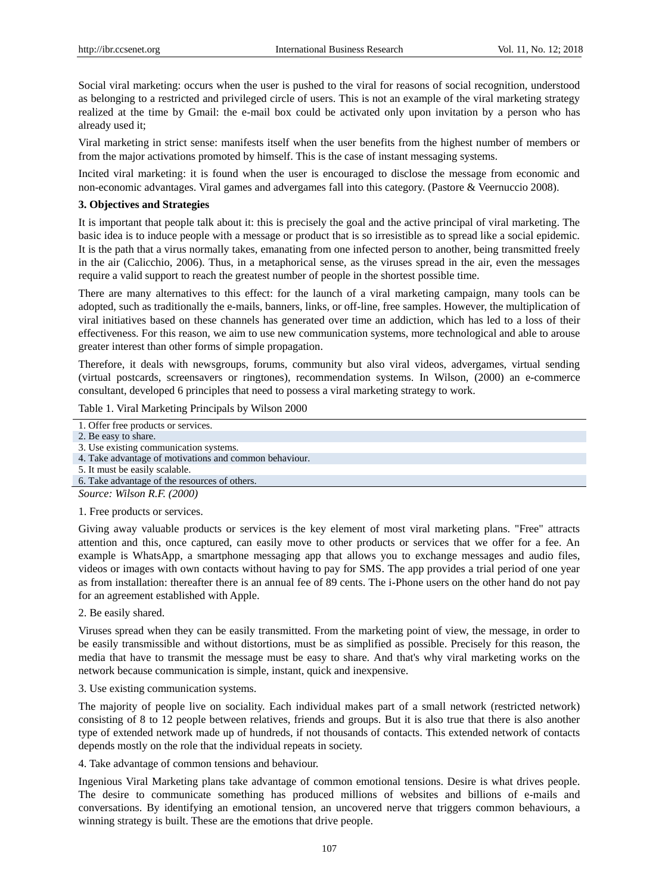Social viral marketing: occurs when the user is pushed to the viral for reasons of social recognition, understood as belonging to a restricted and privileged circle of users. This is not an example of the viral marketing strategy realized at the time by Gmail: the e-mail box could be activated only upon invitation by a person who has already used it;

Viral marketing in strict sense: manifests itself when the user benefits from the highest number of members or from the major activations promoted by himself. This is the case of instant messaging systems.

Incited viral marketing: it is found when the user is encouraged to disclose the message from economic and non-economic advantages. Viral games and advergames fall into this category. (Pastore & Veernuccio 2008).

### 3. Objectives and Strategies

It is important that people talk about it: this is precisely the goal and the active principal of viral marketing. The basic idea is to induce people with a message or product that is so irresistible as to spread like a social epidemic. It is the path that a virus normally takes, emanating from one infected person to another, being transmitted freely in the air (Calicchio, 2006). Thus, in a metaphorical sense, as the viruses spread in the air, even the messages require a valid support to reach the greatest number of people in the shortest possible time.

There are many alternatives to this effect: for the launch of a viral marketing campaign, many tools can be adopted, such as traditionally the e-mails, banners, links, or off-line, free samples. However, the multiplication of viral initiatives based on these channels has generated over time an addiction, which has led to a loss of their effectiveness. For this reason, we aim to use new communication systems, more technological and able to arouse greater interest than other forms of simple propagation.

Therefore, it deals with newsgroups, forums, community but also viral videos, advergames, virtual sending (virtual postcards, screensavers or ringtones), recommendation systems. In Wilson, (2000) an e-commerce consultant, developed 6 principles that need to possess a viral marketing strategy to work.

Table 1. Viral Marketing Principals by Wilson 2000

| |
|---|
| 1. Offer free products or services. |
| 2. Be easy to share. |
| 3. Use existing communication systems. |
| 4. Take advantage of motivations and common behaviour. |
| 5. It must be easily scalable. |
| 6. Take advantage of the resources of others. |

*Source: Wilson R.F. (2000)*

1. Free products or services.

Giving away valuable products or services is the key element of most viral marketing plans. "Free" attracts attention and this, once captured, can easily move to other products or services that we offer for a fee. An example is WhatsApp, a smartphone messaging app that allows you to exchange messages and audio files, videos or images with own contacts without having to pay for SMS. The app provides a trial period of one year as from installation: thereafter there is an annual fee of 89 cents. The i-Phone users on the other hand do not pay for an agreement established with Apple.

2. Be easily shared.

Viruses spread when they can be easily transmitted. From the marketing point of view, the message, in order to be easily transmissible and without distortions, must be as simplified as possible. Precisely for this reason, the media that have to transmit the message must be easy to share. And that's why viral marketing works on the network because communication is simple, instant, quick and inexpensive.

3. Use existing communication systems.

The majority of people live on sociality. Each individual makes part of a small network (restricted network) consisting of 8 to 12 people between relatives, friends and groups. But it is also true that there is also another type of extended network made up of hundreds, if not thousands of contacts. This extended network of contacts depends mostly on the role that the individual repeats in society.

4. Take advantage of common tensions and behaviour.

Ingenious Viral Marketing plans take advantage of common emotional tensions. Desire is what drives people. The desire to communicate something has produced millions of websites and billions of e-mails and conversations. By identifying an emotional tension, an uncovered nerve that triggers common behaviours, a winning strategy is built. These are the emotions that drive people.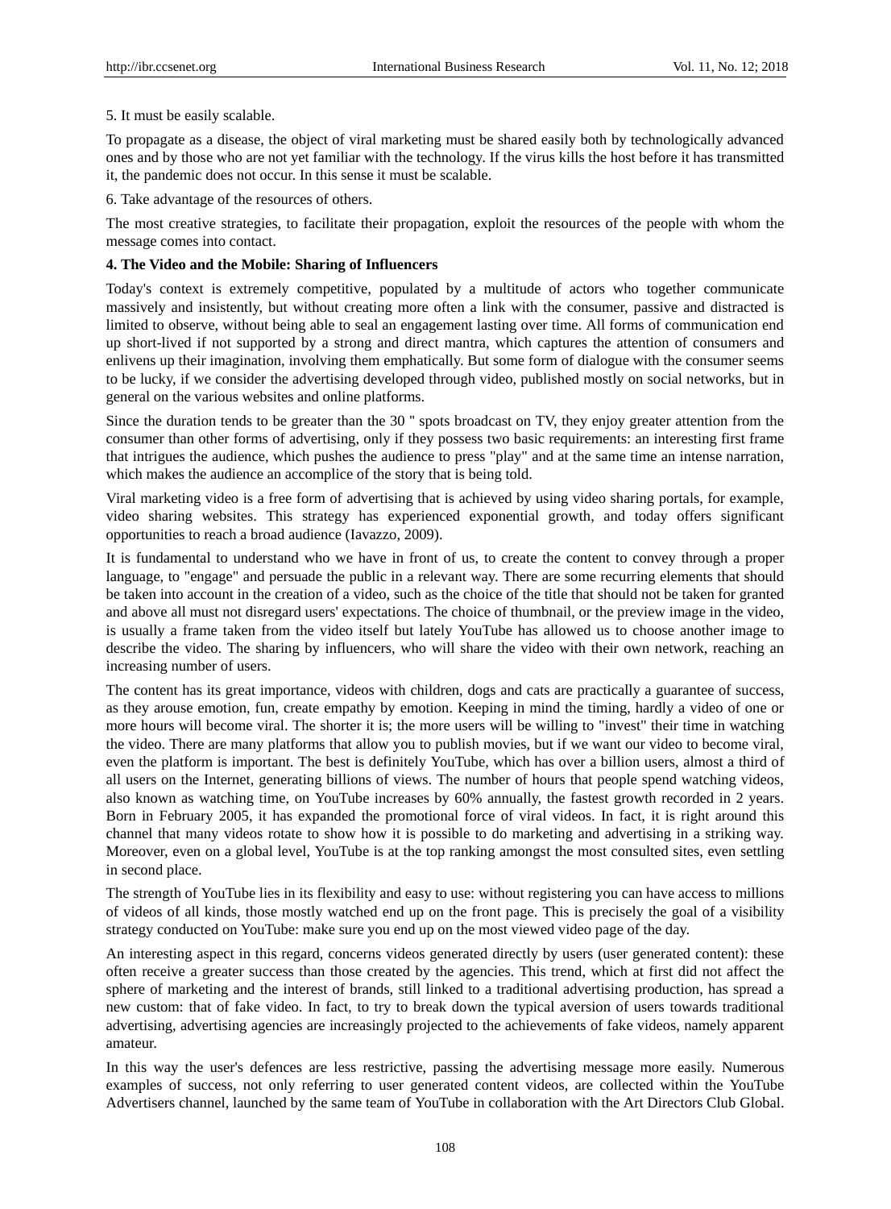5. It must be easily scalable.

To propagate as a disease, the object of viral marketing must be shared easily both by technologically advanced ones and by those who are not yet familiar with the technology. If the virus kills the host before it has transmitted it, the pandemic does not occur. In this sense it must be scalable.

6. Take advantage of the resources of others.

The most creative strategies, to facilitate their propagation, exploit the resources of the people with whom the message comes into contact.

**4. The Video and the Mobile: Sharing of Influencers**

Today's context is extremely competitive, populated by a multitude of actors who together communicate massively and insistently, but without creating more often a link with the consumer, passive and distracted is limited to observe, without being able to seal an engagement lasting over time. All forms of communication end up short-lived if not supported by a strong and direct mantra, which captures the attention of consumers and enlivens up their imagination, involving them emphatically. But some form of dialogue with the consumer seems to be lucky, if we consider the advertising developed through video, published mostly on social networks, but in general on the various websites and online platforms.

Since the duration tends to be greater than the 30 " spots broadcast on TV, they enjoy greater attention from the consumer than other forms of advertising, only if they possess two basic requirements: an interesting first frame that intrigues the audience, which pushes the audience to press "play" and at the same time an intense narration, which makes the audience an accomplice of the story that is being told.

Viral marketing video is a free form of advertising that is achieved by using video sharing portals, for example, video sharing websites. This strategy has experienced exponential growth, and today offers significant opportunities to reach a broad audience (Iavazzo, 2009).

It is fundamental to understand who we have in front of us, to create the content to convey through a proper language, to "engage" and persuade the public in a relevant way. There are some recurring elements that should be taken into account in the creation of a video, such as the choice of the title that should not be taken for granted and above all must not disregard users' expectations. The choice of thumbnail, or the preview image in the video, is usually a frame taken from the video itself but lately YouTube has allowed us to choose another image to describe the video. The sharing by influencers, who will share the video with their own network, reaching an increasing number of users.

The content has its great importance, videos with children, dogs and cats are practically a guarantee of success, as they arouse emotion, fun, create empathy by emotion. Keeping in mind the timing, hardly a video of one or more hours will become viral. The shorter it is; the more users will be willing to "invest" their time in watching the video. There are many platforms that allow you to publish movies, but if we want our video to become viral, even the platform is important. The best is definitely YouTube, which has over a billion users, almost a third of all users on the Internet, generating billions of views. The number of hours that people spend watching videos, also known as watching time, on YouTube increases by 60% annually, the fastest growth recorded in 2 years. Born in February 2005, it has expanded the promotional force of viral videos. In fact, it is right around this channel that many videos rotate to show how it is possible to do marketing and advertising in a striking way. Moreover, even on a global level, YouTube is at the top ranking amongst the most consulted sites, even settling in second place.

The strength of YouTube lies in its flexibility and easy to use: without registering you can have access to millions of videos of all kinds, those mostly watched end up on the front page. This is precisely the goal of a visibility strategy conducted on YouTube: make sure you end up on the most viewed video page of the day.

An interesting aspect in this regard, concerns videos generated directly by users (user generated content): these often receive a greater success than those created by the agencies. This trend, which at first did not affect the sphere of marketing and the interest of brands, still linked to a traditional advertising production, has spread a new custom: that of fake video. In fact, to try to break down the typical aversion of users towards traditional advertising, advertising agencies are increasingly projected to the achievements of fake videos, namely apparent amateur.

In this way the user's defences are less restrictive, passing the advertising message more easily. Numerous examples of success, not only referring to user generated content videos, are collected within the YouTube Advertisers channel, launched by the same team of YouTube in collaboration with the Art Directors Club Global.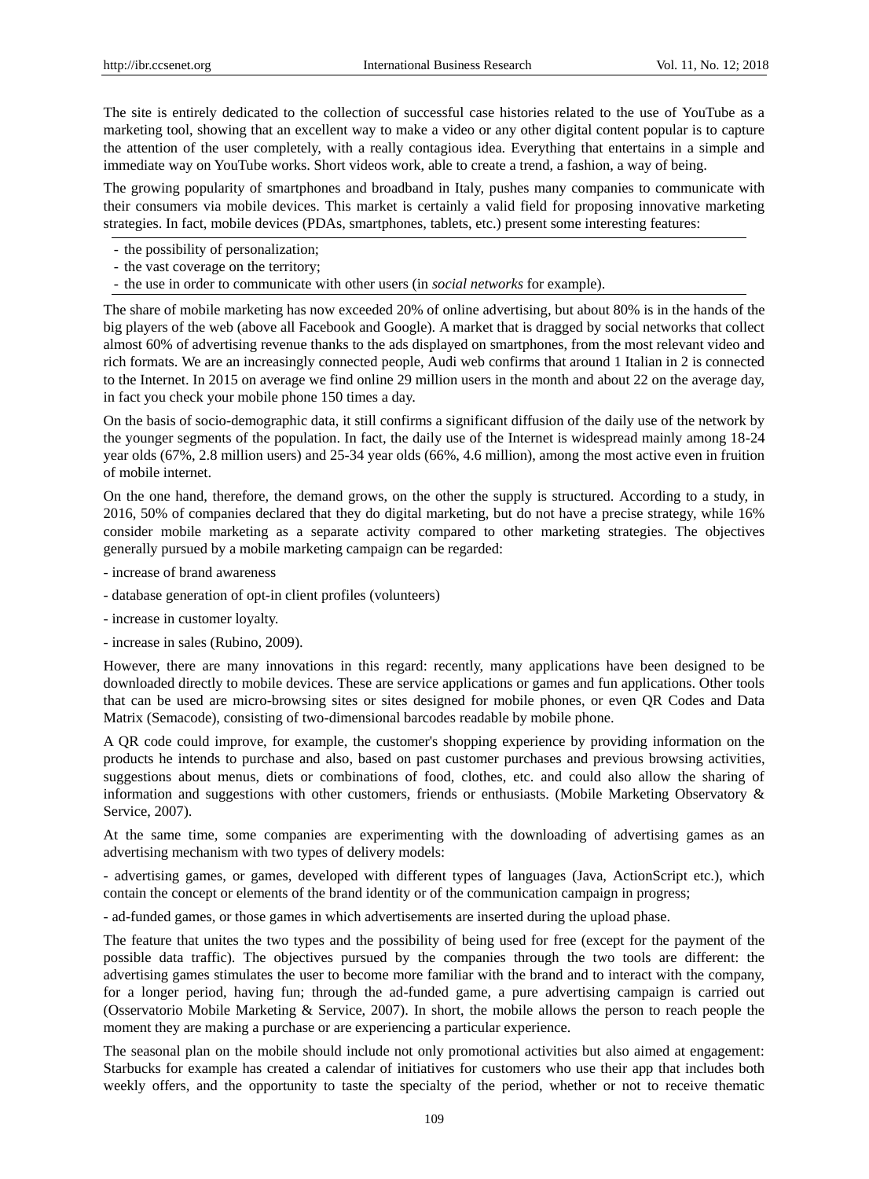The site is entirely dedicated to the collection of successful case histories related to the use of YouTube as a marketing tool, showing that an excellent way to make a video or any other digital content popular is to capture the attention of the user completely, with a really contagious idea. Everything that entertains in a simple and immediate way on YouTube works. Short videos work, able to create a trend, a fashion, a way of being.

The growing popularity of smartphones and broadband in Italy, pushes many companies to communicate with their consumers via mobile devices. This market is certainly a valid field for proposing innovative marketing strategies. In fact, mobile devices (PDAs, smartphones, tablets, etc.) present some interesting features:

- the possibility of personalization;
- the vast coverage on the territory;
- the use in order to communicate with other users (in *social networks* for example).

The share of mobile marketing has now exceeded 20% of online advertising, but about 80% is in the hands of the big players of the web (above all Facebook and Google). A market that is dragged by social networks that collect almost 60% of advertising revenue thanks to the ads displayed on smartphones, from the most relevant video and rich formats. We are an increasingly connected people, Audi web confirms that around 1 Italian in 2 is connected to the Internet. In 2015 on average we find online 29 million users in the month and about 22 on the average day, in fact you check your mobile phone 150 times a day.

On the basis of socio-demographic data, it still confirms a significant diffusion of the daily use of the network by the younger segments of the population. In fact, the daily use of the Internet is widespread mainly among 18-24 year olds (67%, 2.8 million users) and 25-34 year olds (66%, 4.6 million), among the most active even in fruition of mobile internet.

On the one hand, therefore, the demand grows, on the other the supply is structured. According to a study, in 2016, 50% of companies declared that they do digital marketing, but do not have a precise strategy, while 16% consider mobile marketing as a separate activity compared to other marketing strategies. The objectives generally pursued by a mobile marketing campaign can be regarded:

- increase of brand awareness
- database generation of opt-in client profiles (volunteers)
- increase in customer loyalty.
- increase in sales (Rubino, 2009).

However, there are many innovations in this regard: recently, many applications have been designed to be downloaded directly to mobile devices. These are service applications or games and fun applications. Other tools that can be used are micro-browsing sites or sites designed for mobile phones, or even QR Codes and Data Matrix (Semacode), consisting of two-dimensional barcodes readable by mobile phone.

A QR code could improve, for example, the customer's shopping experience by providing information on the products he intends to purchase and also, based on past customer purchases and previous browsing activities, suggestions about menus, diets or combinations of food, clothes, etc. and could also allow the sharing of information and suggestions with other customers, friends or enthusiasts. (Mobile Marketing Observatory & Service, 2007).

At the same time, some companies are experimenting with the downloading of advertising games as an advertising mechanism with two types of delivery models:

- advertising games, or games, developed with different types of languages (Java, ActionScript etc.), which contain the concept or elements of the brand identity or of the communication campaign in progress;

- ad-funded games, or those games in which advertisements are inserted during the upload phase.

The feature that unites the two types and the possibility of being used for free (except for the payment of the possible data traffic). The objectives pursued by the companies through the two tools are different: the advertising games stimulates the user to become more familiar with the brand and to interact with the company, for a longer period, having fun; through the ad-funded game, a pure advertising campaign is carried out (Osservatorio Mobile Marketing & Service, 2007). In short, the mobile allows the person to reach people the moment they are making a purchase or are experiencing a particular experience.

The seasonal plan on the mobile should include not only promotional activities but also aimed at engagement: Starbucks for example has created a calendar of initiatives for customers who use their app that includes both weekly offers, and the opportunity to taste the specialty of the period, whether or not to receive thematic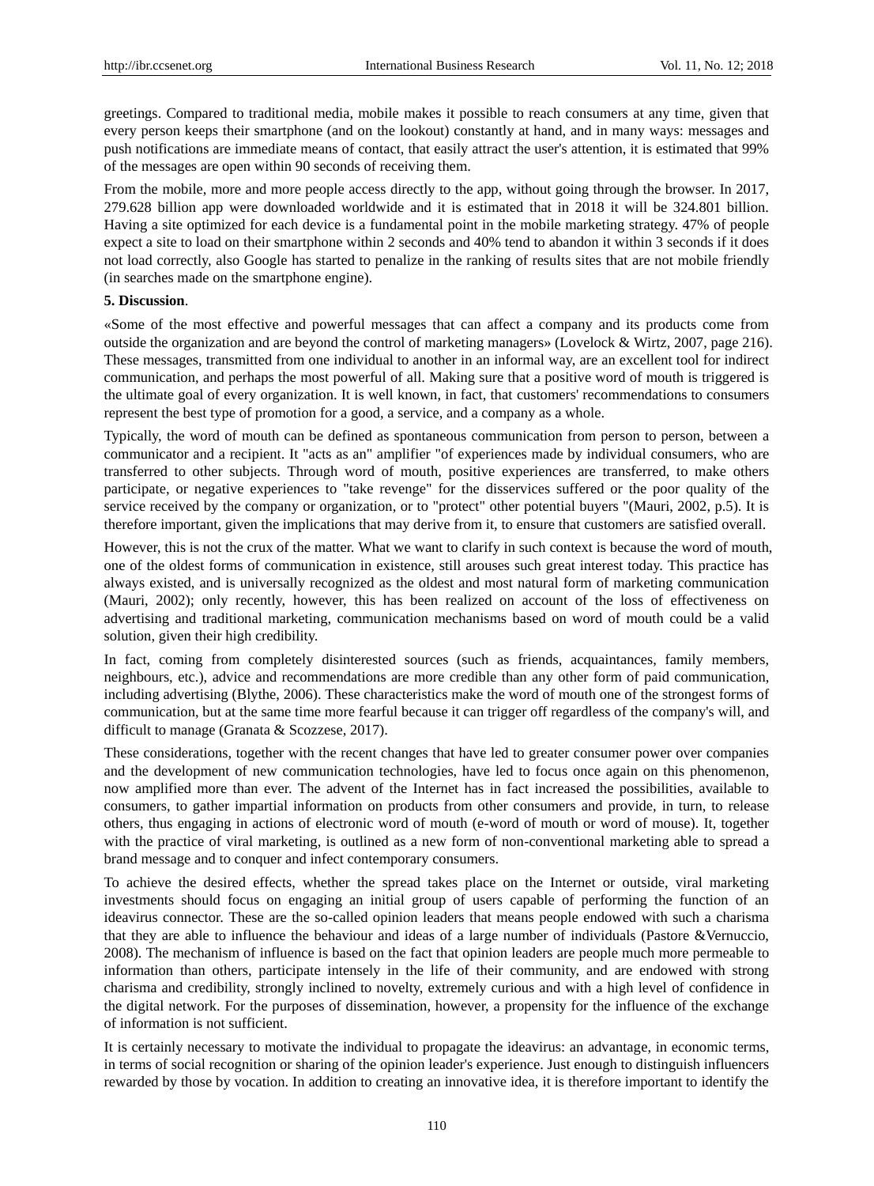greetings. Compared to traditional media, mobile makes it possible to reach consumers at any time, given that every person keeps their smartphone (and on the lookout) constantly at hand, and in many ways: messages and push notifications are immediate means of contact, that easily attract the user's attention, it is estimated that 99% of the messages are open within 90 seconds of receiving them.

From the mobile, more and more people access directly to the app, without going through the browser. In 2017, 279.628 billion app were downloaded worldwide and it is estimated that in 2018 it will be 324.801 billion. Having a site optimized for each device is a fundamental point in the mobile marketing strategy. 47% of people expect a site to load on their smartphone within 2 seconds and 40% tend to abandon it within 3 seconds if it does not load correctly, also Google has started to penalize in the ranking of results sites that are not mobile friendly (in searches made on the smartphone engine).

## 5. Discussion.

«Some of the most effective and powerful messages that can affect a company and its products come from outside the organization and are beyond the control of marketing managers» (Lovelock & Wirtz, 2007, page 216). These messages, transmitted from one individual to another in an informal way, are an excellent tool for indirect communication, and perhaps the most powerful of all. Making sure that a positive word of mouth is triggered is the ultimate goal of every organization. It is well known, in fact, that customers' recommendations to consumers represent the best type of promotion for a good, a service, and a company as a whole.

Typically, the word of mouth can be defined as spontaneous communication from person to person, between a communicator and a recipient. It "acts as an" amplifier "of experiences made by individual consumers, who are transferred to other subjects. Through word of mouth, positive experiences are transferred, to make others participate, or negative experiences to "take revenge" for the disservices suffered or the poor quality of the service received by the company or organization, or to "protect" other potential buyers "(Mauri, 2002, p.5). It is therefore important, given the implications that may derive from it, to ensure that customers are satisfied overall.

However, this is not the crux of the matter. What we want to clarify in such context is because the word of mouth, one of the oldest forms of communication in existence, still arouses such great interest today. This practice has always existed, and is universally recognized as the oldest and most natural form of marketing communication (Mauri, 2002); only recently, however, this has been realized on account of the loss of effectiveness on advertising and traditional marketing, communication mechanisms based on word of mouth could be a valid solution, given their high credibility.

In fact, coming from completely disinterested sources (such as friends, acquaintances, family members, neighbours, etc.), advice and recommendations are more credible than any other form of paid communication, including advertising (Blythe, 2006). These characteristics make the word of mouth one of the strongest forms of communication, but at the same time more fearful because it can trigger off regardless of the company's will, and difficult to manage (Granata & Scozzese, 2017).

These considerations, together with the recent changes that have led to greater consumer power over companies and the development of new communication technologies, have led to focus once again on this phenomenon, now amplified more than ever. The advent of the Internet has in fact increased the possibilities, available to consumers, to gather impartial information on products from other consumers and provide, in turn, to release others, thus engaging in actions of electronic word of mouth (e-word of mouth or word of mouse). It, together with the practice of viral marketing, is outlined as a new form of non-conventional marketing able to spread a brand message and to conquer and infect contemporary consumers.

To achieve the desired effects, whether the spread takes place on the Internet or outside, viral marketing investments should focus on engaging an initial group of users capable of performing the function of an ideavirus connector. These are the so-called opinion leaders that means people endowed with such a charisma that they are able to influence the behaviour and ideas of a large number of individuals (Pastore &Vernuccio, 2008). The mechanism of influence is based on the fact that opinion leaders are people much more permeable to information than others, participate intensely in the life of their community, and are endowed with strong charisma and credibility, strongly inclined to novelty, extremely curious and with a high level of confidence in the digital network. For the purposes of dissemination, however, a propensity for the influence of the exchange of information is not sufficient.

It is certainly necessary to motivate the individual to propagate the ideavirus: an advantage, in economic terms, in terms of social recognition or sharing of the opinion leader's experience. Just enough to distinguish influencers rewarded by those by vocation. In addition to creating an innovative idea, it is therefore important to identify the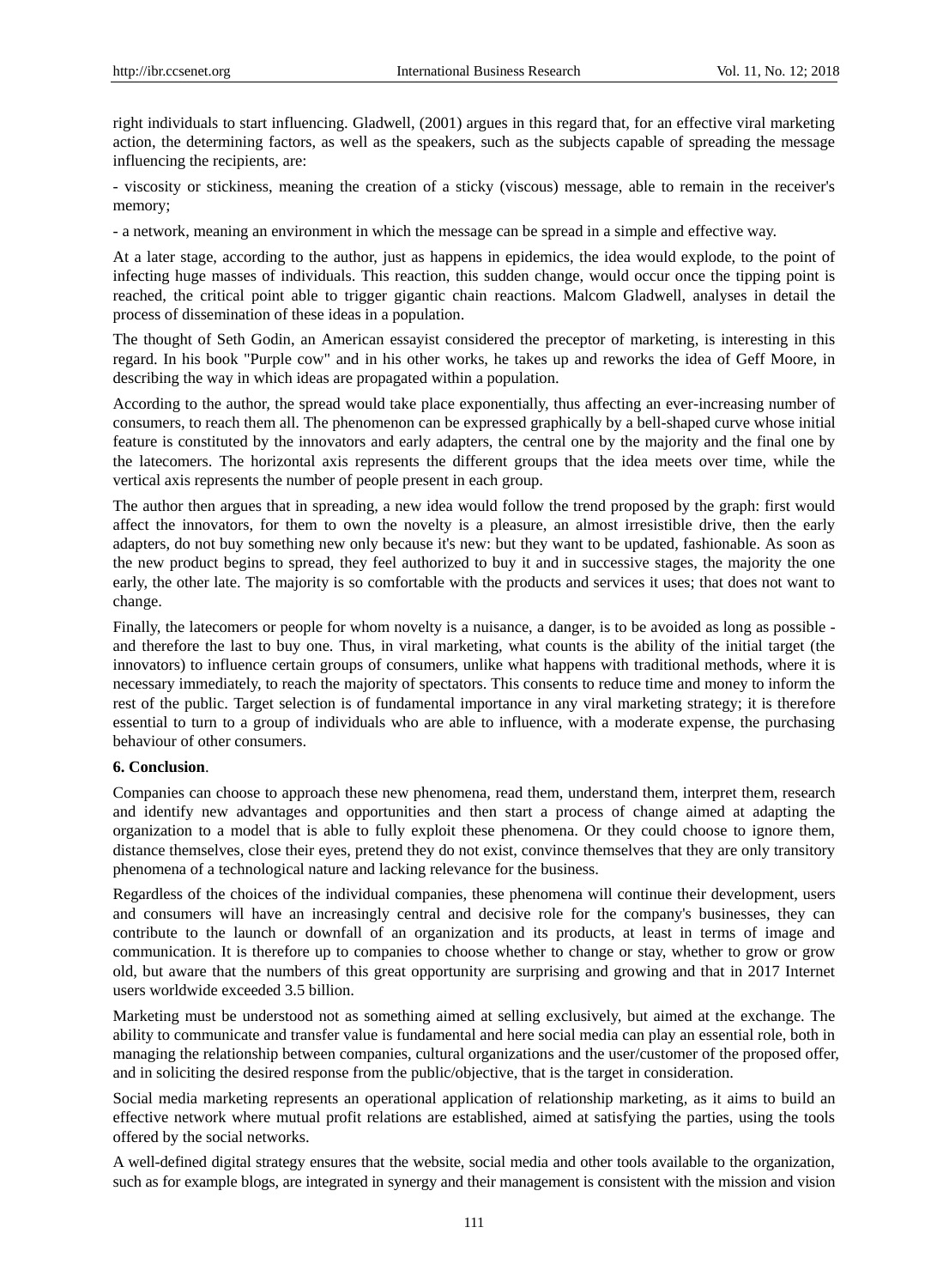right individuals to start influencing. Gladwell, (2001) argues in this regard that, for an effective viral marketing action, the determining factors, as well as the speakers, such as the subjects capable of spreading the message influencing the recipients, are:

- viscosity or stickiness, meaning the creation of a sticky (viscous) message, able to remain in the receiver's memory;

- a network, meaning an environment in which the message can be spread in a simple and effective way.

At a later stage, according to the author, just as happens in epidemics, the idea would explode, to the point of infecting huge masses of individuals. This reaction, this sudden change, would occur once the tipping point is reached, the critical point able to trigger gigantic chain reactions. Malcom Gladwell, analyses in detail the process of dissemination of these ideas in a population.

The thought of Seth Godin, an American essayist considered the preceptor of marketing, is interesting in this regard. In his book "Purple cow" and in his other works, he takes up and reworks the idea of Geff Moore, in describing the way in which ideas are propagated within a population.

According to the author, the spread would take place exponentially, thus affecting an ever-increasing number of consumers, to reach them all. The phenomenon can be expressed graphically by a bell-shaped curve whose initial feature is constituted by the innovators and early adapters, the central one by the majority and the final one by the latecomers. The horizontal axis represents the different groups that the idea meets over time, while the vertical axis represents the number of people present in each group.

The author then argues that in spreading, a new idea would follow the trend proposed by the graph: first would affect the innovators, for them to own the novelty is a pleasure, an almost irresistible drive, then the early adapters, do not buy something new only because it's new: but they want to be updated, fashionable. As soon as the new product begins to spread, they feel authorized to buy it and in successive stages, the majority the one early, the other late. The majority is so comfortable with the products and services it uses; that does not want to change.

Finally, the latecomers or people for whom novelty is a nuisance, a danger, is to be avoided as long as possible - and therefore the last to buy one. Thus, in viral marketing, what counts is the ability of the initial target (the innovators) to influence certain groups of consumers, unlike what happens with traditional methods, where it is necessary immediately, to reach the majority of spectators. This consents to reduce time and money to inform the rest of the public. Target selection is of fundamental importance in any viral marketing strategy; it is therefore essential to turn to a group of individuals who are able to influence, with a moderate expense, the purchasing behaviour of other consumers.

## 6. Conclusion.

Companies can choose to approach these new phenomena, read them, understand them, interpret them, research and identify new advantages and opportunities and then start a process of change aimed at adapting the organization to a model that is able to fully exploit these phenomena. Or they could choose to ignore them, distance themselves, close their eyes, pretend they do not exist, convince themselves that they are only transitory phenomena of a technological nature and lacking relevance for the business.

Regardless of the choices of the individual companies, these phenomena will continue their development, users and consumers will have an increasingly central and decisive role for the company's businesses, they can contribute to the launch or downfall of an organization and its products, at least in terms of image and communication. It is therefore up to companies to choose whether to change or stay, whether to grow or grow old, but aware that the numbers of this great opportunity are surprising and growing and that in 2017 Internet users worldwide exceeded 3.5 billion.

Marketing must be understood not as something aimed at selling exclusively, but aimed at the exchange. The ability to communicate and transfer value is fundamental and here social media can play an essential role, both in managing the relationship between companies, cultural organizations and the user/customer of the proposed offer, and in soliciting the desired response from the public/objective, that is the target in consideration.

Social media marketing represents an operational application of relationship marketing, as it aims to build an effective network where mutual profit relations are established, aimed at satisfying the parties, using the tools offered by the social networks.

A well-defined digital strategy ensures that the website, social media and other tools available to the organization, such as for example blogs, are integrated in synergy and their management is consistent with the mission and vision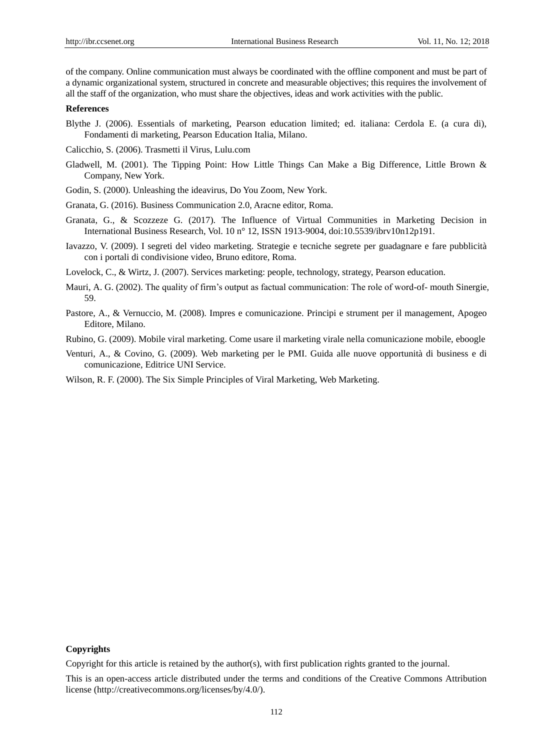of the company. Online communication must always be coordinated with the offline component and must be part of a dynamic organizational system, structured in concrete and measurable objectives; this requires the involvement of all the staff of the organization, who must share the objectives, ideas and work activities with the public.

**References**

Blythe J. (2006). Essentials of marketing, Pearson education limited; ed. italiana: Cerdola E. (a cura di), Fondamenti di marketing, Pearson Education Italia, Milano.

Calicchio, S. (2006). Trasmetti il Virus, Lulu.com

Gladwell, M. (2001). The Tipping Point: How Little Things Can Make a Big Difference, Little Brown & Company, New York.

Godin, S. (2000). Unleashing the ideavirus, Do You Zoom, New York.

Granata, G. (2016). Business Communication 2.0, Aracne editor, Roma.

Granata, G., & Scozzeze G. (2017). The Influence of Virtual Communities in Marketing Decision in International Business Research, Vol. 10 n° 12, ISSN 1913-9004, doi:10.5539/ibrv10n12p191.

Iavazzo, V. (2009). I segreti del video marketing. Strategie e tecniche segrete per guadagnare e fare pubblicità con i portali di condivisione video, Bruno editore, Roma.

Lovelock, C., & Wirtz, J. (2007). Services marketing: people, technology, strategy, Pearson education.

Mauri, A. G. (2002). The quality of firm's output as factual communication: The role of word-of- mouth Sinergie, 59.

Pastore, A., & Vernuccio, M. (2008). Impres e comunicazione. Principi e strument per il management, Apogeo Editore, Milano.

Rubino, G. (2009). Mobile viral marketing. Come usare il marketing virale nella comunicazione mobile, eboogle

Venturi, A., & Covino, G. (2009). Web marketing per le PMI. Guida alle nuove opportunità di business e di comunicazione, Editrice UNI Service.

Wilson, R. F. (2000). The Six Simple Principles of Viral Marketing, Web Marketing.

**Copyrights**

Copyright for this article is retained by the author(s), with first publication rights granted to the journal.

This is an open-access article distributed under the terms and conditions of the Creative Commons Attribution license (http://creativecommons.org/licenses/by/4.0/).